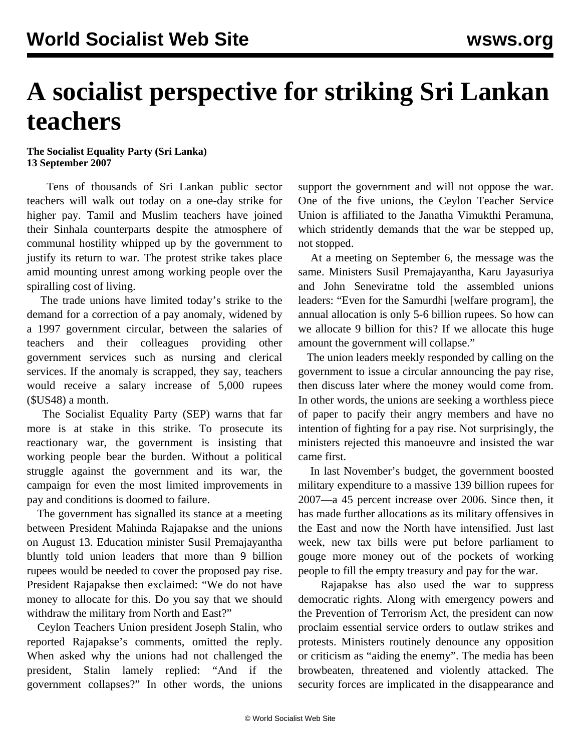# A socialist perspective for striking Sri Lankan teachers

**The Socialist Equality Party (Sri Lanka)**
**13 September 2007**

Tens of thousands of Sri Lankan public sector teachers will walk out today on a one-day strike for higher pay. Tamil and Muslim teachers have joined their Sinhala counterparts despite the atmosphere of communal hostility whipped up by the government to justify its return to war. The protest strike takes place amid mounting unrest among working people over the spiralling cost of living.

The trade unions have limited today's strike to the demand for a correction of a pay anomaly, widened by a 1997 government circular, between the salaries of teachers and their colleagues providing other government services such as nursing and clerical services. If the anomaly is scrapped, they say, teachers would receive a salary increase of 5,000 rupees ($US48) a month.

The Socialist Equality Party (SEP) warns that far more is at stake in this strike. To prosecute its reactionary war, the government is insisting that working people bear the burden. Without a political struggle against the government and its war, the campaign for even the most limited improvements in pay and conditions is doomed to failure.

The government has signalled its stance at a meeting between President Mahinda Rajapakse and the unions on August 13. Education minister Susil Premajayantha bluntly told union leaders that more than 9 billion rupees would be needed to cover the proposed pay rise. President Rajapakse then exclaimed: "We do not have money to allocate for this. Do you say that we should withdraw the military from North and East?"

Ceylon Teachers Union president Joseph Stalin, who reported Rajapakse's comments, omitted the reply. When asked why the unions had not challenged the president, Stalin lamely replied: "And if the government collapses?" In other words, the unions support the government and will not oppose the war. One of the five unions, the Ceylon Teacher Service Union is affiliated to the Janatha Vimukthi Peramuna, which stridently demands that the war be stepped up, not stopped.

At a meeting on September 6, the message was the same. Ministers Susil Premajayantha, Karu Jayasuriya and John Seneviratne told the assembled unions leaders: "Even for the Samurdhi [welfare program], the annual allocation is only 5-6 billion rupees. So how can we allocate 9 billion for this? If we allocate this huge amount the government will collapse."

The union leaders meekly responded by calling on the government to issue a circular announcing the pay rise, then discuss later where the money would come from. In other words, the unions are seeking a worthless piece of paper to pacify their angry members and have no intention of fighting for a pay rise. Not surprisingly, the ministers rejected this manoeuvre and insisted the war came first.

In last November's budget, the government boosted military expenditure to a massive 139 billion rupees for 2007—a 45 percent increase over 2006. Since then, it has made further allocations as its military offensives in the East and now the North have intensified. Just last week, new tax bills were put before parliament to gouge more money out of the pockets of working people to fill the empty treasury and pay for the war.

Rajapakse has also used the war to suppress democratic rights. Along with emergency powers and the Prevention of Terrorism Act, the president can now proclaim essential service orders to outlaw strikes and protests. Ministers routinely denounce any opposition or criticism as "aiding the enemy". The media has been browbeaten, threatened and violently attacked. The security forces are implicated in the disappearance and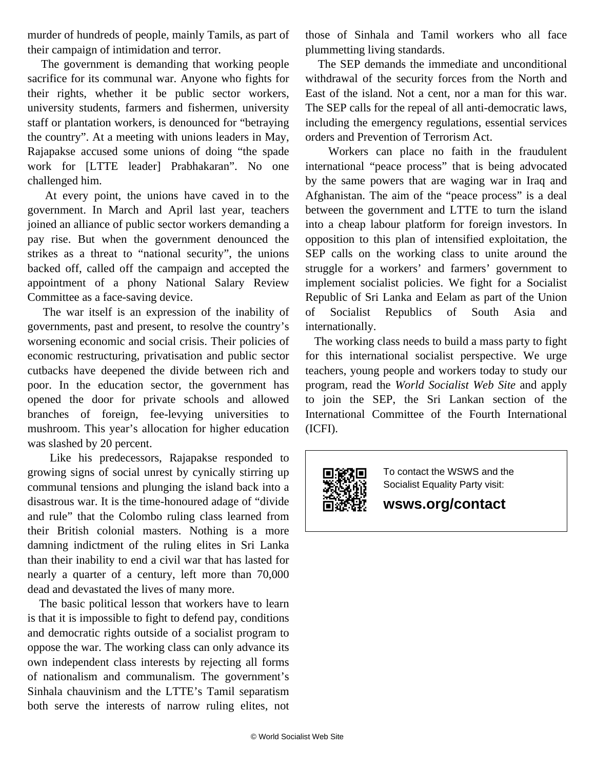murder of hundreds of people, mainly Tamils, as part of their campaign of intimidation and terror.

The government is demanding that working people sacrifice for its communal war. Anyone who fights for their rights, whether it be public sector workers, university students, farmers and fishermen, university staff or plantation workers, is denounced for "betraying the country". At a meeting with unions leaders in May, Rajapakse accused some unions of doing "the spade work for [LTTE leader] Prabhakaran". No one challenged him.

At every point, the unions have caved in to the government. In March and April last year, teachers joined an alliance of public sector workers demanding a pay rise. But when the government denounced the strikes as a threat to "national security", the unions backed off, called off the campaign and accepted the appointment of a phony National Salary Review Committee as a face-saving device.

The war itself is an expression of the inability of governments, past and present, to resolve the country's worsening economic and social crisis. Their policies of economic restructuring, privatisation and public sector cutbacks have deepened the divide between rich and poor. In the education sector, the government has opened the door for private schools and allowed branches of foreign, fee-levying universities to mushroom. This year's allocation for higher education was slashed by 20 percent.

Like his predecessors, Rajapakse responded to growing signs of social unrest by cynically stirring up communal tensions and plunging the island back into a disastrous war. It is the time-honoured adage of "divide and rule" that the Colombo ruling class learned from their British colonial masters. Nothing is a more damning indictment of the ruling elites in Sri Lanka than their inability to end a civil war that has lasted for nearly a quarter of a century, left more than 70,000 dead and devastated the lives of many more.

The basic political lesson that workers have to learn is that it is impossible to fight to defend pay, conditions and democratic rights outside of a socialist program to oppose the war. The working class can only advance its own independent class interests by rejecting all forms of nationalism and communalism. The government's Sinhala chauvinism and the LTTE's Tamil separatism both serve the interests of narrow ruling elites, not those of Sinhala and Tamil workers who all face plummetting living standards.

The SEP demands the immediate and unconditional withdrawal of the security forces from the North and East of the island. Not a cent, nor a man for this war. The SEP calls for the repeal of all anti-democratic laws, including the emergency regulations, essential services orders and Prevention of Terrorism Act.

Workers can place no faith in the fraudulent international "peace process" that is being advocated by the same powers that are waging war in Iraq and Afghanistan. The aim of the "peace process" is a deal between the government and LTTE to turn the island into a cheap labour platform for foreign investors. In opposition to this plan of intensified exploitation, the SEP calls on the working class to unite around the struggle for a workers' and farmers' government to implement socialist policies. We fight for a Socialist Republic of Sri Lanka and Eelam as part of the Union of Socialist Republics of South Asia and internationally.

The working class needs to build a mass party to fight for this international socialist perspective. We urge teachers, young people and workers today to study our program, read the *World Socialist Web Site* and apply to join the SEP, the Sri Lankan section of the International Committee of the Fourth International (ICFI).

To contact the WSWS and the Socialist Equality Party visit:

**wsws.org/contact**